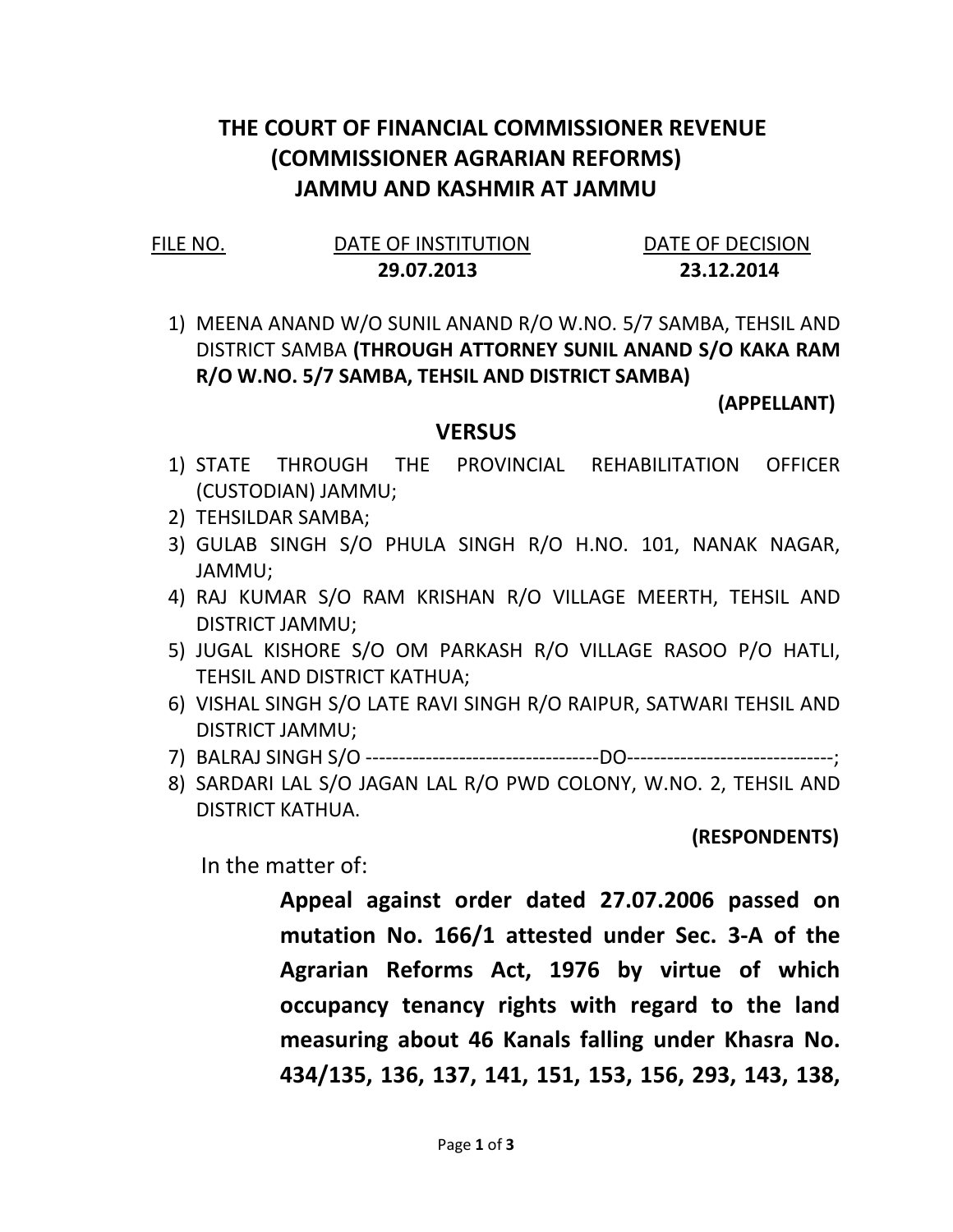# THE COURT OF FINANCIAL COMMISSIONER REVENUE (COMMISSIONER AGRARIAN REFORMS) JAMMU AND KASHMIR AT JAMMU

| FILE NO. | DATE OF INSTITUTION | DATE OF DECISION |
|---|---|---|
| | **29.07.2013** | **23.12.2014** |

1) MEENA ANAND W/O SUNIL ANAND R/O W.NO. 5/7 SAMBA, TEHSIL AND DISTRICT SAMBA **(THROUGH ATTORNEY SUNIL ANAND S/O KAKA RAM R/O W.NO. 5/7 SAMBA, TEHSIL AND DISTRICT SAMBA)**

**(APPELLANT)**

**VERSUS**

1) STATE THROUGH THE PROVINCIAL REHABILITATION OFFICER (CUSTODIAN) JAMMU;
2) TEHSILDAR SAMBA;
3) GULAB SINGH S/O PHULA SINGH R/O H.NO. 101, NANAK NAGAR, JAMMU;
4) RAJ KUMAR S/O RAM KRISHAN R/O VILLAGE MEERTH, TEHSIL AND DISTRICT JAMMU;
5) JUGAL KISHORE S/O OM PARKASH R/O VILLAGE RASOO P/O HATLI, TEHSIL AND DISTRICT KATHUA;
6) VISHAL SINGH S/O LATE RAVI SINGH R/O RAIPUR, SATWARI TEHSIL AND DISTRICT JAMMU;
7) BALRAJ SINGH S/O -----------------------------------DO-------------------------------;
8) SARDARI LAL S/O JAGAN LAL R/O PWD COLONY, W.NO. 2, TEHSIL AND DISTRICT KATHUA.

**(RESPONDENTS)**

In the matter of:

**Appeal against order dated 27.07.2006 passed on mutation No. 166/1 attested under Sec. 3-A of the Agrarian Reforms Act, 1976 by virtue of which occupancy tenancy rights with regard to the land measuring about 46 Kanals falling under Khasra No. 434/135, 136, 137, 141, 151, 153, 156, 293, 143, 138,**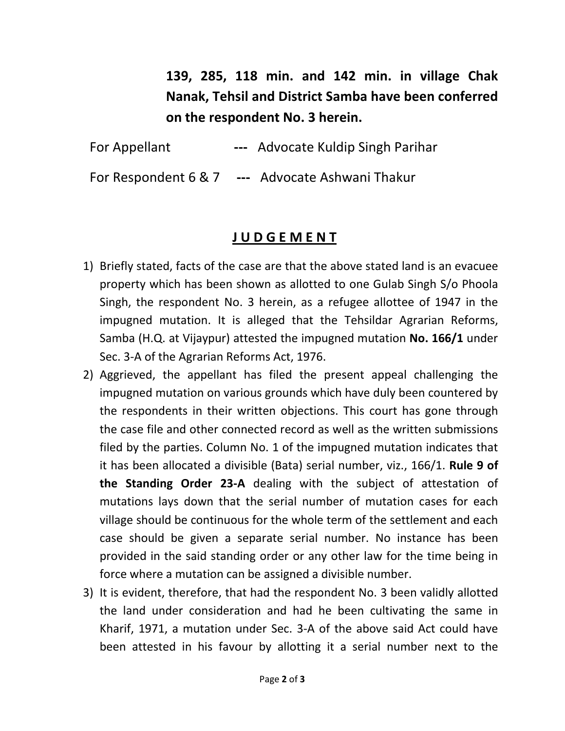**139, 285, 118 min. and 142 min. in village Chak Nanak, Tehsil and District Samba have been conferred on the respondent No. 3 herein.**

For Appellant --- Advocate Kuldip Singh Parihar

For Respondent 6 & 7 --- Advocate Ashwani Thakur

## J U D G E M E N T

1) Briefly stated, facts of the case are that the above stated land is an evacuee property which has been shown as allotted to one Gulab Singh S/o Phoola Singh, the respondent No. 3 herein, as a refugee allottee of 1947 in the impugned mutation. It is alleged that the Tehsildar Agrarian Reforms, Samba (H.Q. at Vijaypur) attested the impugned mutation **No. 166/1** under Sec. 3-A of the Agrarian Reforms Act, 1976.
2) Aggrieved, the appellant has filed the present appeal challenging the impugned mutation on various grounds which have duly been countered by the respondents in their written objections. This court has gone through the case file and other connected record as well as the written submissions filed by the parties. Column No. 1 of the impugned mutation indicates that it has been allocated a divisible (Bata) serial number, viz., 166/1. **Rule 9 of the Standing Order 23-A** dealing with the subject of attestation of mutations lays down that the serial number of mutation cases for each village should be continuous for the whole term of the settlement and each case should be given a separate serial number. No instance has been provided in the said standing order or any other law for the time being in force where a mutation can be assigned a divisible number.
3) It is evident, therefore, that had the respondent No. 3 been validly allotted the land under consideration and had he been cultivating the same in Kharif, 1971, a mutation under Sec. 3-A of the above said Act could have been attested in his favour by allotting it a serial number next to the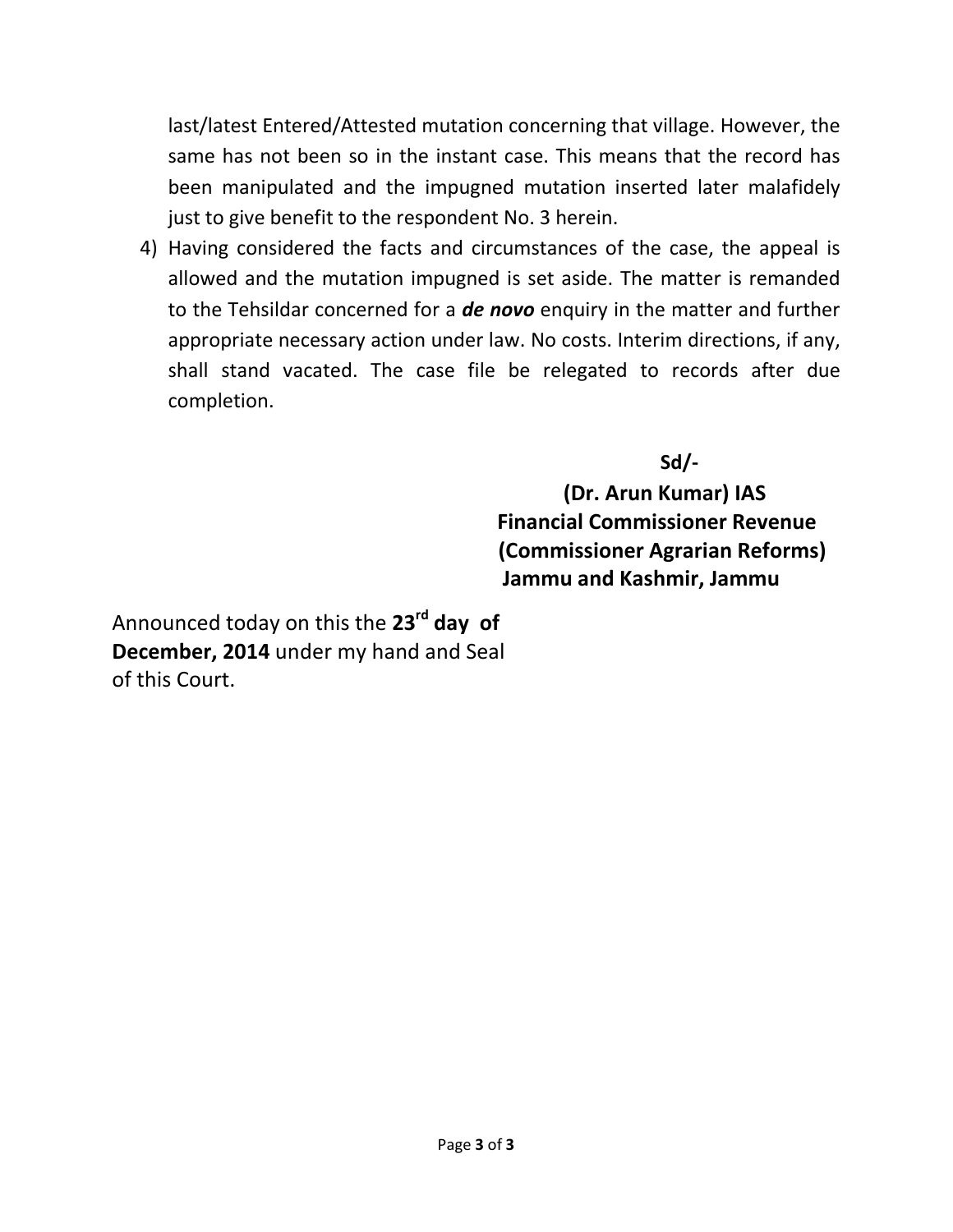last/latest Entered/Attested mutation concerning that village. However, the same has not been so in the instant case. This means that the record has been manipulated and the impugned mutation inserted later malafidely just to give benefit to the respondent No. 3 herein.

4) Having considered the facts and circumstances of the case, the appeal is allowed and the mutation impugned is set aside. The matter is remanded to the Tehsildar concerned for a ***de novo*** enquiry in the matter and further appropriate necessary action under law. No costs. Interim directions, if any, shall stand vacated. The case file be relegated to records after due completion.

**Sd/-**

**(Dr. Arun Kumar) IAS**
**Financial Commissioner Revenue**
**(Commissioner Agrarian Reforms)**
**Jammu and Kashmir, Jammu**

Announced today on this the **23rd day of December, 2014** under my hand and Seal of this Court.